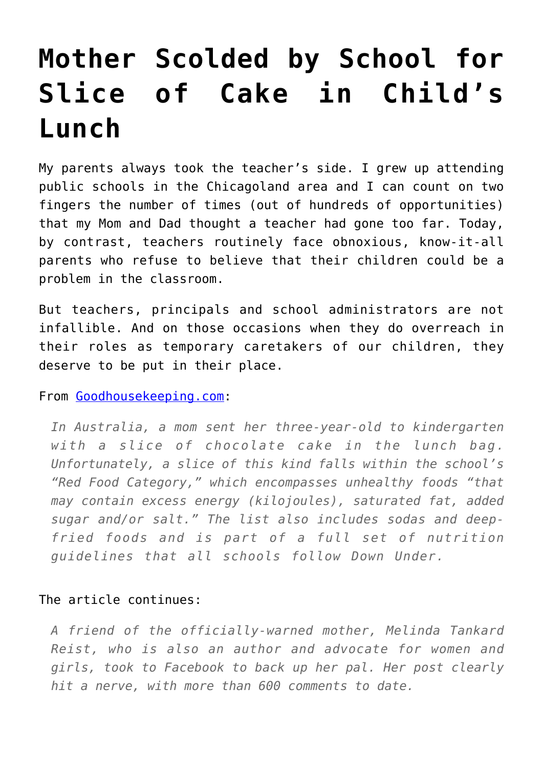# Mother Scolded by School for Slice of Cake in Child's Lunch

My parents always took the teacher's side. I grew up attending public schools in the Chicagoland area and I can count on two fingers the number of times (out of hundreds of opportunities) that my Mom and Dad thought a teacher had gone too far. Today, by contrast, teachers routinely face obnoxious, know-it-all parents who refuse to believe that their children could be a problem in the classroom.

But teachers, principals and school administrators are not infallible. And on those occasions when they do overreach in their roles as temporary caretakers of our children, they deserve to be put in their place.

From [Goodhousekeeping.com](Goodhousekeeping.com):

> *In Australia, a mom sent her three-year-old to kindergarten with a slice of chocolate cake in the lunch bag. Unfortunately, a slice of this kind falls within the school's "Red Food Category," which encompasses unhealthy foods "that may contain excess energy (kilojoules), saturated fat, added sugar and/or salt." The list also includes sodas and deep-fried foods and is part of a full set of nutrition guidelines that all schools follow Down Under.*

The article continues:

> *A friend of the officially-warned mother, Melinda Tankard Reist, who is also an author and advocate for women and girls, took to Facebook to back up her pal. Her post clearly hit a nerve, with more than 600 comments to date.*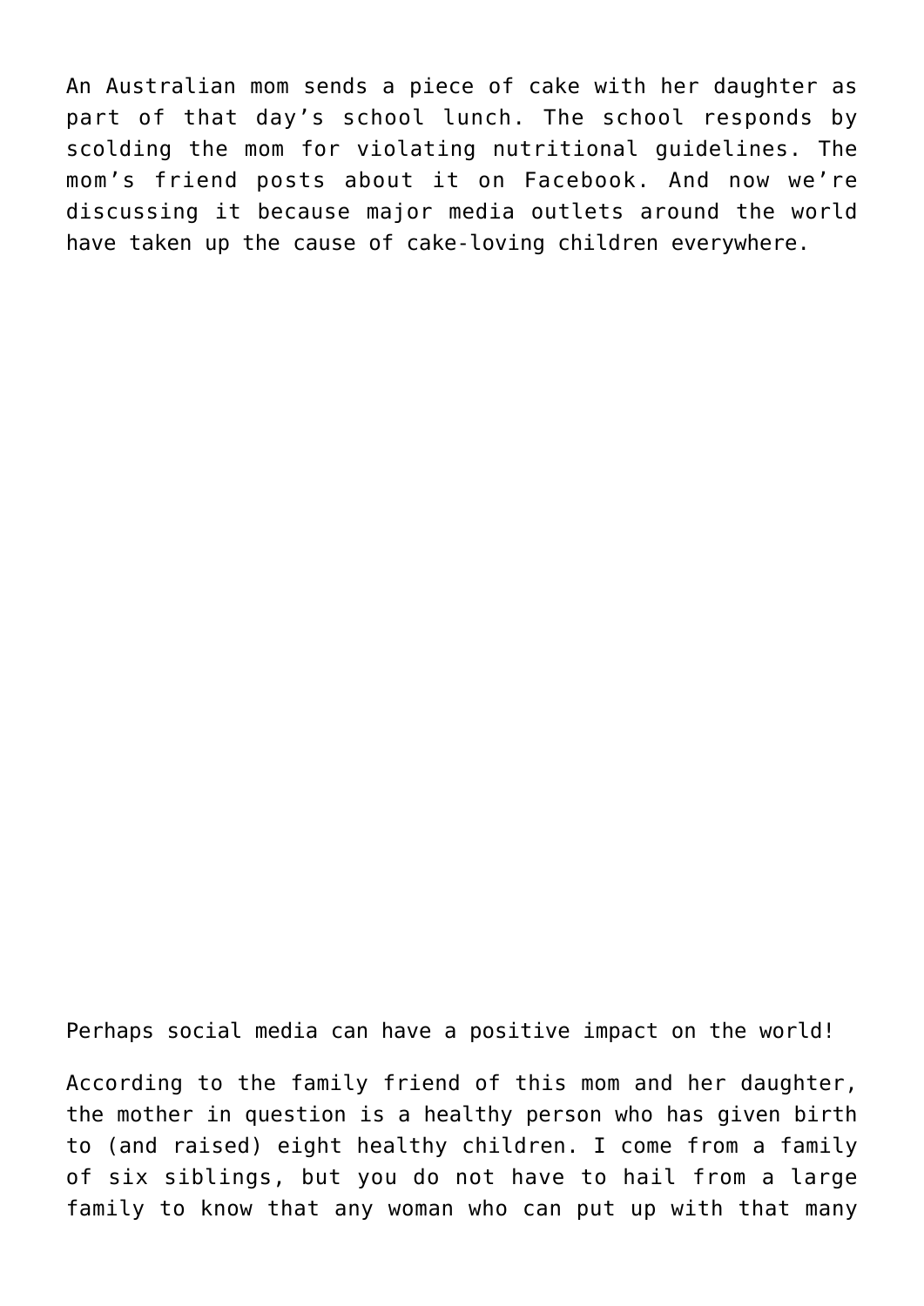An Australian mom sends a piece of cake with her daughter as part of that day's school lunch. The school responds by scolding the mom for violating nutritional guidelines. The mom's friend posts about it on Facebook. And now we're discussing it because major media outlets around the world have taken up the cause of cake-loving children everywhere.

Perhaps social media can have a positive impact on the world!

According to the family friend of this mom and her daughter, the mother in question is a healthy person who has given birth to (and raised) eight healthy children. I come from a family of six siblings, but you do not have to hail from a large family to know that any woman who can put up with that many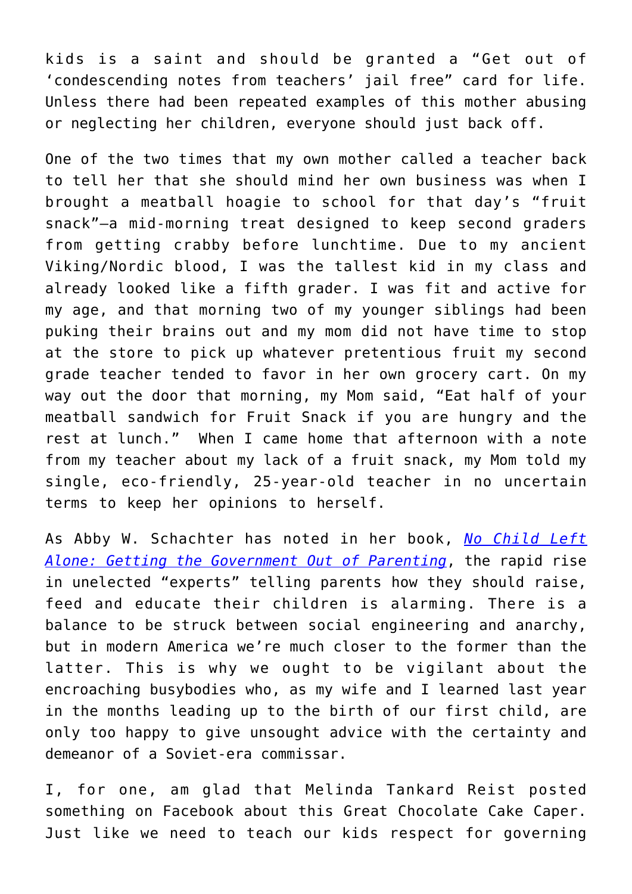kids is a saint and should be granted a "Get out of 'condescending notes from teachers' jail free" card for life. Unless there had been repeated examples of this mother abusing or neglecting her children, everyone should just back off.

One of the two times that my own mother called a teacher back to tell her that she should mind her own business was when I brought a meatball hoagie to school for that day's "fruit snack"—a mid-morning treat designed to keep second graders from getting crabby before lunchtime. Due to my ancient Viking/Nordic blood, I was the tallest kid in my class and already looked like a fifth grader. I was fit and active for my age, and that morning two of my younger siblings had been puking their brains out and my mom did not have time to stop at the store to pick up whatever pretentious fruit my second grade teacher tended to favor in her own grocery cart. On my way out the door that morning, my Mom said, "Eat half of your meatball sandwich for Fruit Snack if you are hungry and the rest at lunch." When I came home that afternoon with a note from my teacher about my lack of a fruit snack, my Mom told my single, eco-friendly, 25-year-old teacher in no uncertain terms to keep her opinions to herself.

As Abby W. Schachter has noted in her book, *No Child Left Alone: Getting the Government Out of Parenting*, the rapid rise in unelected "experts" telling parents how they should raise, feed and educate their children is alarming. There is a balance to be struck between social engineering and anarchy, but in modern America we're much closer to the former than the latter. This is why we ought to be vigilant about the encroaching busybodies who, as my wife and I learned last year in the months leading up to the birth of our first child, are only too happy to give unsought advice with the certainty and demeanor of a Soviet-era commissar.

I, for one, am glad that Melinda Tankard Reist posted something on Facebook about this Great Chocolate Cake Caper. Just like we need to teach our kids respect for governing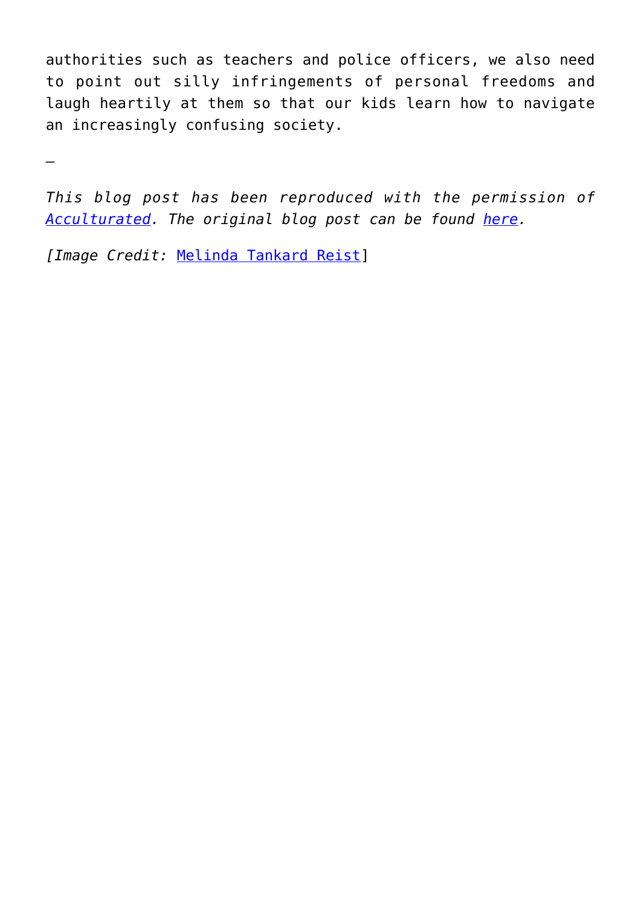authorities such as teachers and police officers, we also need to point out silly infringements of personal freedoms and laugh heartily at them so that our kids learn how to navigate an increasingly confusing society.

—

*This blog post has been reproduced with the permission of Acculturated. The original blog post can be found here.*

*[Image Credit:* Melinda Tankard Reist]